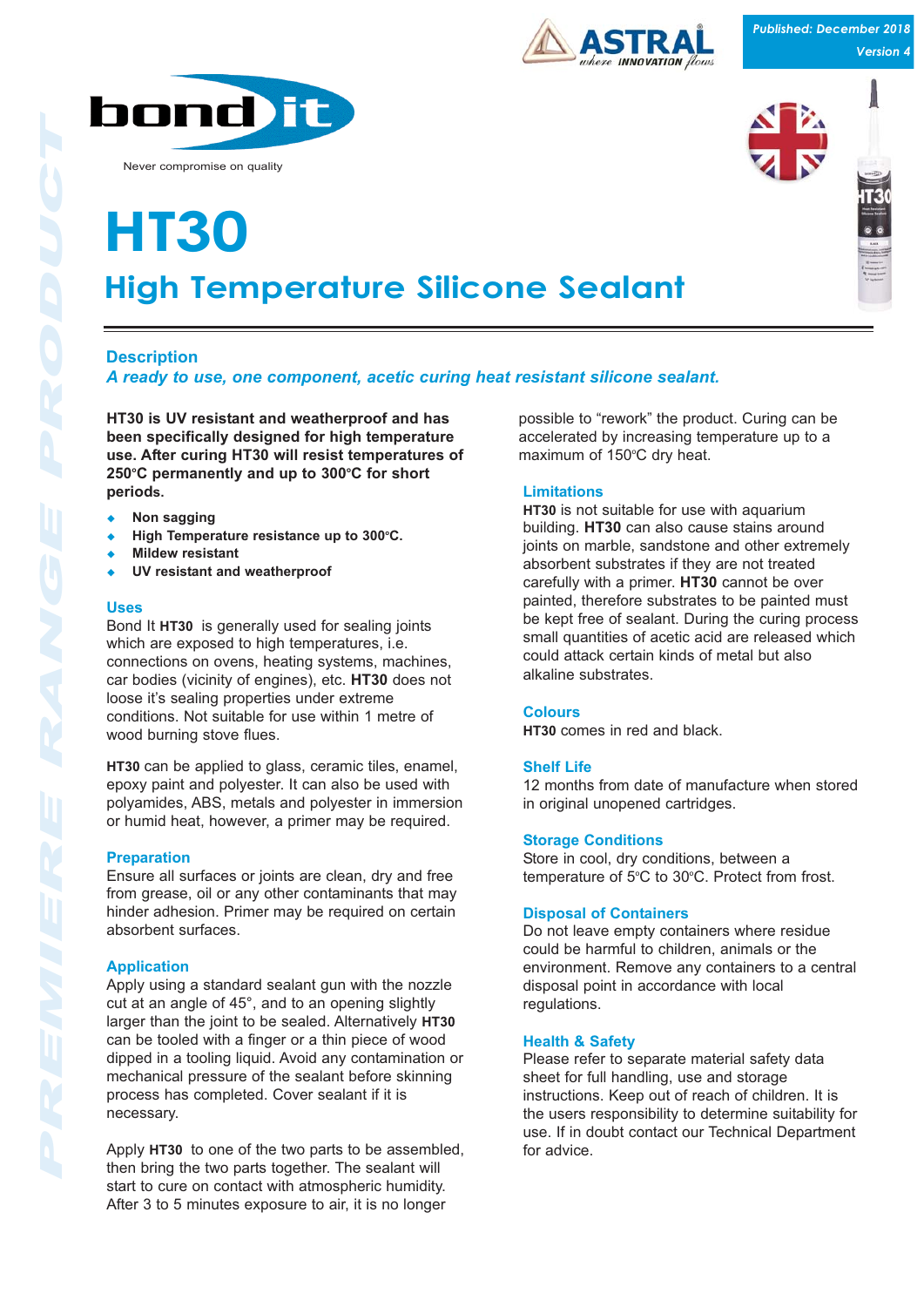Published: December 2018
Version 4

bond it

Never compromise on quality

# HT30

## High Temperature Silicone Sealant

### Description

***A ready to use, one component, acetic curing heat resistant silicone sealant.***

**HT30 is UV resistant and weatherproof and has been specifically designed for high temperature use. After curing HT30 will resist temperatures of 250°C permanently and up to 300°C for short periods.**

- **Non sagging**
- **High Temperature resistance up to 300°C.**
- **Mildew resistant**
- **UV resistant and weatherproof**

### Uses

Bond It **HT30** is generally used for sealing joints which are exposed to high temperatures, i.e. connections on ovens, heating systems, machines, car bodies (vicinity of engines), etc. **HT30** does not loose it's sealing properties under extreme conditions. Not suitable for use within 1 metre of wood burning stove flues.

**HT30** can be applied to glass, ceramic tiles, enamel, epoxy paint and polyester. It can also be used with polyamides, ABS, metals and polyester in immersion or humid heat, however, a primer may be required.

### Preparation

Ensure all surfaces or joints are clean, dry and free from grease, oil or any other contaminants that may hinder adhesion. Primer may be required on certain absorbent surfaces.

### Application

Apply using a standard sealant gun with the nozzle cut at an angle of 45°, and to an opening slightly larger than the joint to be sealed. Alternatively **HT30** can be tooled with a finger or a thin piece of wood dipped in a tooling liquid. Avoid any contamination or mechanical pressure of the sealant before skinning process has completed. Cover sealant if it is necessary.

Apply **HT30** to one of the two parts to be assembled, then bring the two parts together. The sealant will start to cure on contact with atmospheric humidity. After 3 to 5 minutes exposure to air, it is no longer possible to "rework" the product. Curing can be accelerated by increasing temperature up to a maximum of 150°C dry heat.

### Limitations

**HT30** is not suitable for use with aquarium building. **HT30** can also cause stains around joints on marble, sandstone and other extremely absorbent substrates if they are not treated carefully with a primer. **HT30** cannot be over painted, therefore substrates to be painted must be kept free of sealant. During the curing process small quantities of acetic acid are released which could attack certain kinds of metal but also alkaline substrates.

### Colours

**HT30** comes in red and black.

### Shelf Life

12 months from date of manufacture when stored in original unopened cartridges.

### Storage Conditions

Store in cool, dry conditions, between a temperature of 5°C to 30°C. Protect from frost.

### Disposal of Containers

Do not leave empty containers where residue could be harmful to children, animals or the environment. Remove any containers to a central disposal point in accordance with local regulations.

### Health & Safety

Please refer to separate material safety data sheet for full handling, use and storage instructions. Keep out of reach of children. It is the users responsibility to determine suitability for use. If in doubt contact our Technical Department for advice.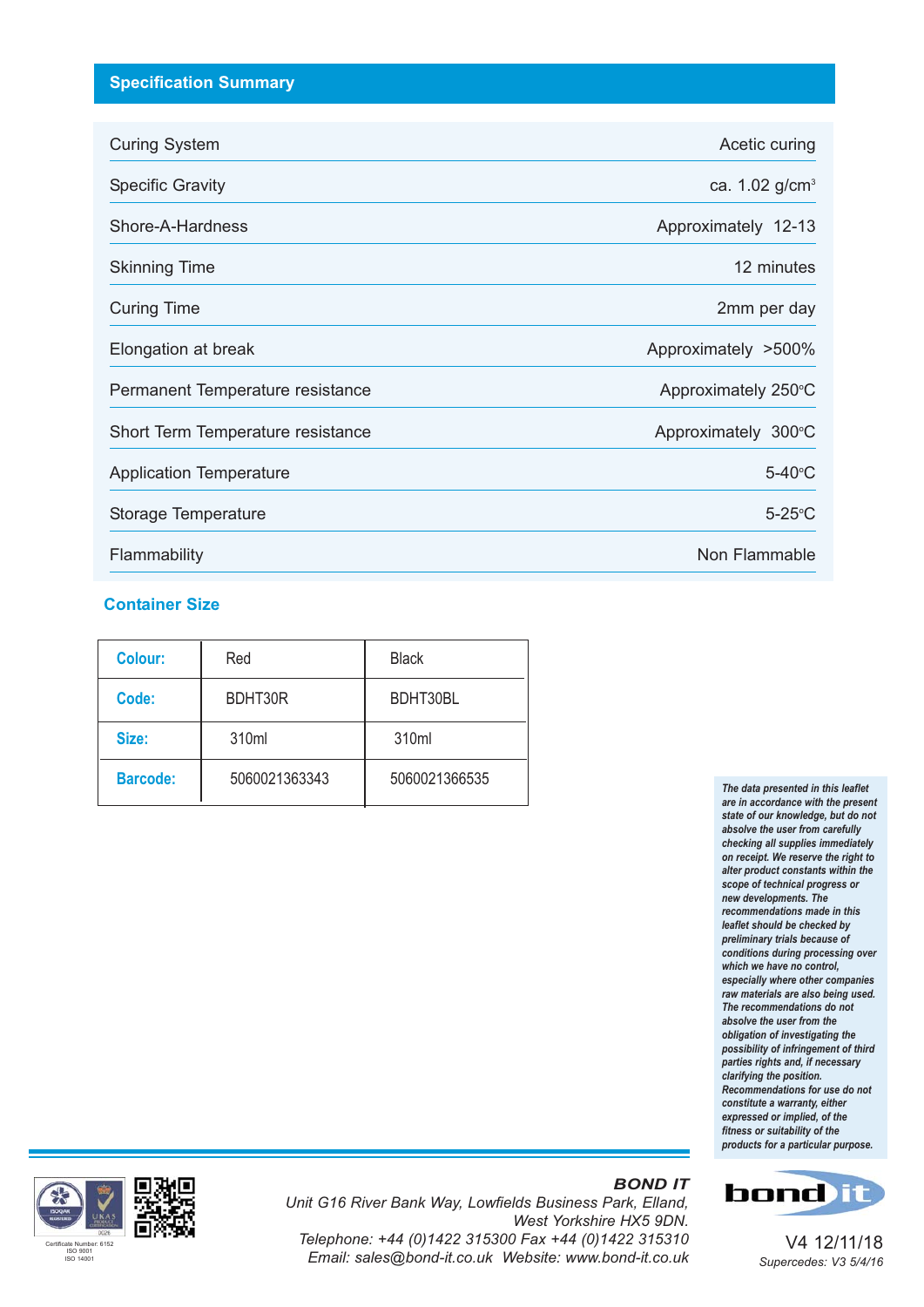## Specification Summary

| | |
|---|---|
| Curing System | Acetic curing |
| Specific Gravity | ca. 1.02 g/cm$^3$ |
| Shore-A-Hardness | Approximately 12-13 |
| Skinning Time | 12 minutes |
| Curing Time | 2mm per day |
| Elongation at break | Approximately >500% |
| Permanent Temperature resistance | Approximately 250°C |
| Short Term Temperature resistance | Approximately 300°C |
| Application Temperature | 5-40°C |
| Storage Temperature | 5-25°C |
| Flammability | Non Flammable |

## Container Size

| Colour: | Red | Black |
|---|---|---|
| Code: | BDHT30R | BDHT30BL |
| Size: | 310ml | 310ml |
| Barcode: | 5060021363343 | 5060021366535 |

*The data presented in this leaflet are in accordance with the present state of our knowledge, but do not absolve the user from carefully checking all supplies immediately on receipt. We reserve the right to alter product constants within the scope of technical progress or new developments. The recommendations made in this leaflet should be checked by preliminary trials because of conditions during processing over which we have no control, especially where other companies raw materials are also being used. The recommendations do not absolve the user from the obligation of investigating the possibility of infringement of third parties rights and, if necessary clarifying the position. Recommendations for use do not constitute a warranty, either expressed or implied, of the fitness or suitability of the products for a particular purpose.*

Certificate Number: 6152
ISO 9001
ISO 14001

***BOND IT***
*Unit G16 River Bank Way, Lowfields Business Park, Elland, West Yorkshire HX5 9DN.*
*Telephone: +44 (0)1422 315300 Fax +44 (0)1422 315310*
*Email: sales@bond-it.co.uk Website: www.bond-it.co.uk*

bond it

V4 12/11/18
*Supercedes: V3 5/4/16*